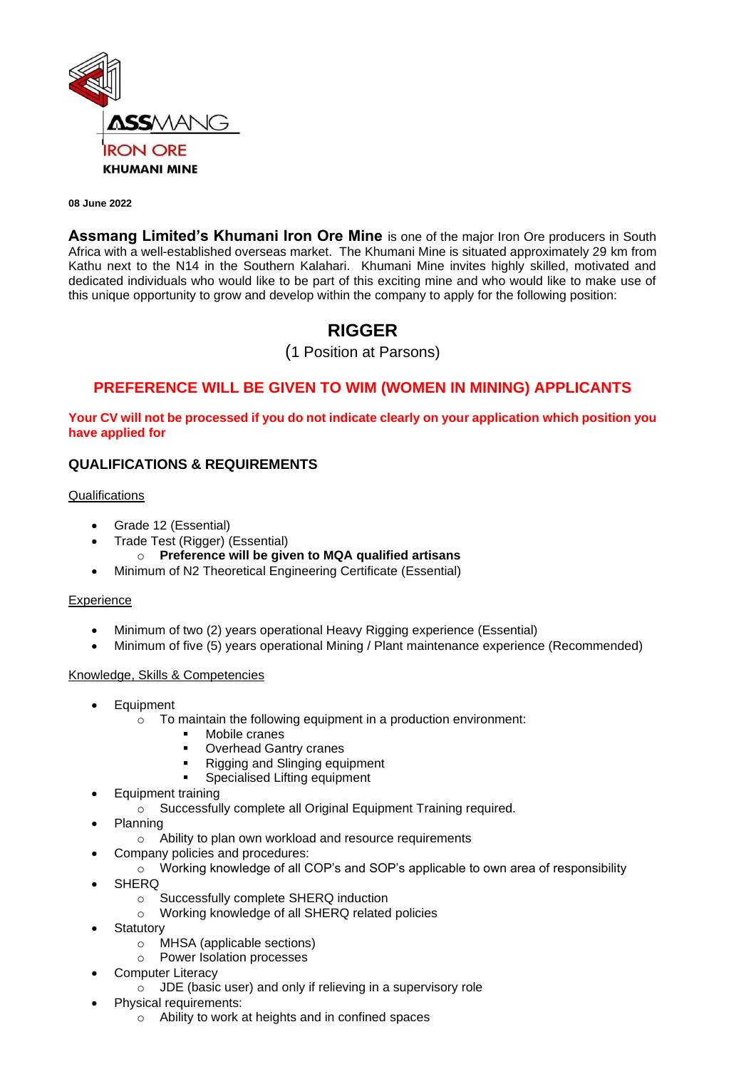ASSMANG
IRON ORE
KHUMANI MINE

**08 June 2022**

**Assmang Limited's Khumani Iron Ore Mine** is one of the major Iron Ore producers in South Africa with a well-established overseas market. The Khumani Mine is situated approximately 29 km from Kathu next to the N14 in the Southern Kalahari. Khumani Mine invites highly skilled, motivated and dedicated individuals who would like to be part of this exciting mine and who would like to make use of this unique opportunity to grow and develop within the company to apply for the following position:

# RIGGER

(1 Position at Parsons)

## PREFERENCE WILL BE GIVEN TO WIM (WOMEN IN MINING) APPLICANTS

**Your CV will not be processed if you do not indicate clearly on your application which position you have applied for**

## QUALIFICATIONS & REQUIREMENTS

Qualifications

- Grade 12 (Essential)
- Trade Test (Rigger) (Essential)
  - **Preference will be given to MQA qualified artisans**
- Minimum of N2 Theoretical Engineering Certificate (Essential)

Experience

- Minimum of two (2) years operational Heavy Rigging experience (Essential)
- Minimum of five (5) years operational Mining / Plant maintenance experience (Recommended)

Knowledge, Skills & Competencies

- Equipment
  - To maintain the following equipment in a production environment:
    - Mobile cranes
    - Overhead Gantry cranes
    - Rigging and Slinging equipment
    - Specialised Lifting equipment
- Equipment training
  - Successfully complete all Original Equipment Training required.
- Planning
  - Ability to plan own workload and resource requirements
- Company policies and procedures:
  - Working knowledge of all COP's and SOP's applicable to own area of responsibility
- SHERQ
  - Successfully complete SHERQ induction
  - Working knowledge of all SHERQ related policies
- Statutory
  - MHSA (applicable sections)
  - Power Isolation processes
- Computer Literacy
  - JDE (basic user) and only if relieving in a supervisory role
- Physical requirements:
  - Ability to work at heights and in confined spaces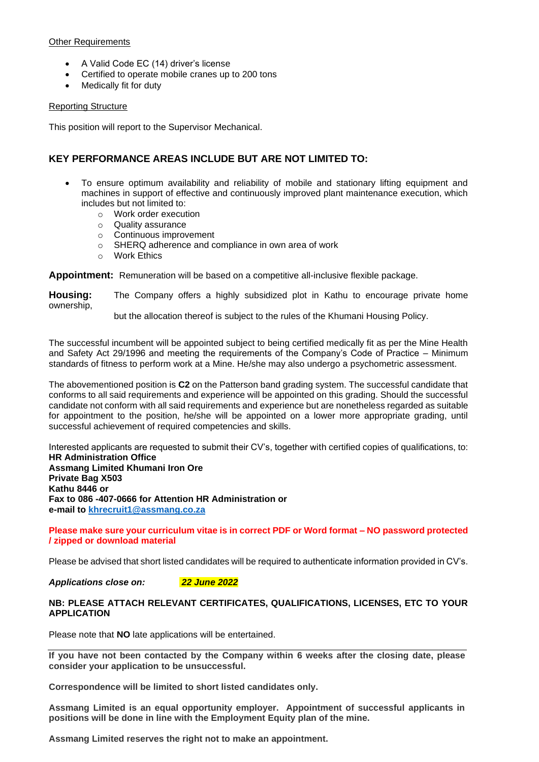Other Requirements

- A Valid Code EC (14) driver's license
- Certified to operate mobile cranes up to 200 tons
- Medically fit for duty

Reporting Structure

This position will report to the Supervisor Mechanical.

## KEY PERFORMANCE AREAS INCLUDE BUT ARE NOT LIMITED TO:

- To ensure optimum availability and reliability of mobile and stationary lifting equipment and machines in support of effective and continuously improved plant maintenance execution, which includes but not limited to:
  - Work order execution
  - Quality assurance
  - Continuous improvement
  - SHERQ adherence and compliance in own area of work
  - Work Ethics

**Appointment:** Remuneration will be based on a competitive all-inclusive flexible package.

**Housing:** The Company offers a highly subsidized plot in Kathu to encourage private home ownership, but the allocation thereof is subject to the rules of the Khumani Housing Policy.

The successful incumbent will be appointed subject to being certified medically fit as per the Mine Health and Safety Act 29/1996 and meeting the requirements of the Company's Code of Practice – Minimum standards of fitness to perform work at a Mine. He/she may also undergo a psychometric assessment.

The abovementioned position is **C2** on the Patterson band grading system. The successful candidate that conforms to all said requirements and experience will be appointed on this grading. Should the successful candidate not conform with all said requirements and experience but are nonetheless regarded as suitable for appointment to the position, he/she will be appointed on a lower more appropriate grading, until successful achievement of required competencies and skills.

Interested applicants are requested to submit their CV's, together with certified copies of qualifications, to:
**HR Administration Office**
**Assmang Limited Khumani Iron Ore**
**Private Bag X503**
**Kathu 8446 or**
**Fax to 086 -407-0666 for Attention HR Administration or**
**e-mail to khrecruit1@assmang.co.za**

**Please make sure your curriculum vitae is in correct PDF or Word format – NO password protected / zipped or download material**

Please be advised that short listed candidates will be required to authenticate information provided in CV's.

***Applications close on:*** ***22 June 2022***

**NB: PLEASE ATTACH RELEVANT CERTIFICATES, QUALIFICATIONS, LICENSES, ETC TO YOUR APPLICATION**

Please note that **NO** late applications will be entertained.

---

**If you have not been contacted by the Company within 6 weeks after the closing date, please consider your application to be unsuccessful.**

**Correspondence will be limited to short listed candidates only.**

**Assmang Limited is an equal opportunity employer. Appointment of successful applicants in positions will be done in line with the Employment Equity plan of the mine.**

**Assmang Limited reserves the right not to make an appointment.**